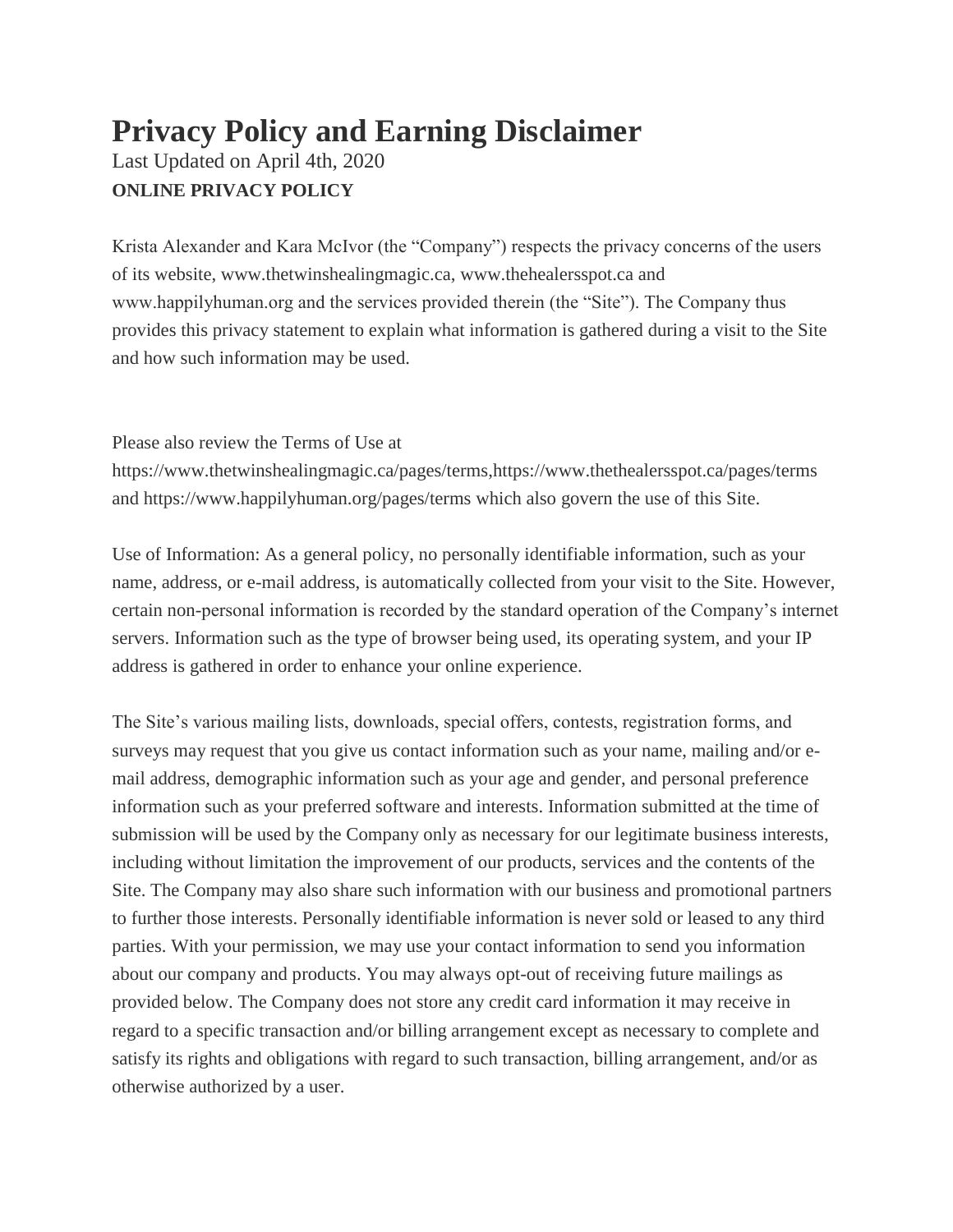# Privacy Policy and Earning Disclaimer

Last Updated on April 4th, 2020

**ONLINE PRIVACY POLICY**

Krista Alexander and Kara McIvor (the "Company") respects the privacy concerns of the users of its website, www.thetwinshealingmagic.ca, www.thehealersspot.ca and www.happilyhuman.org and the services provided therein (the "Site"). The Company thus provides this privacy statement to explain what information is gathered during a visit to the Site and how such information may be used.

Please also review the Terms of Use at https://www.thetwinshealingmagic.ca/pages/terms,https://www.thethealersspot.ca/pages/terms and https://www.happilyhuman.org/pages/terms which also govern the use of this Site.

Use of Information: As a general policy, no personally identifiable information, such as your name, address, or e-mail address, is automatically collected from your visit to the Site. However, certain non-personal information is recorded by the standard operation of the Company's internet servers. Information such as the type of browser being used, its operating system, and your IP address is gathered in order to enhance your online experience.

The Site's various mailing lists, downloads, special offers, contests, registration forms, and surveys may request that you give us contact information such as your name, mailing and/or e-mail address, demographic information such as your age and gender, and personal preference information such as your preferred software and interests. Information submitted at the time of submission will be used by the Company only as necessary for our legitimate business interests, including without limitation the improvement of our products, services and the contents of the Site. The Company may also share such information with our business and promotional partners to further those interests. Personally identifiable information is never sold or leased to any third parties. With your permission, we may use your contact information to send you information about our company and products. You may always opt-out of receiving future mailings as provided below. The Company does not store any credit card information it may receive in regard to a specific transaction and/or billing arrangement except as necessary to complete and satisfy its rights and obligations with regard to such transaction, billing arrangement, and/or as otherwise authorized by a user.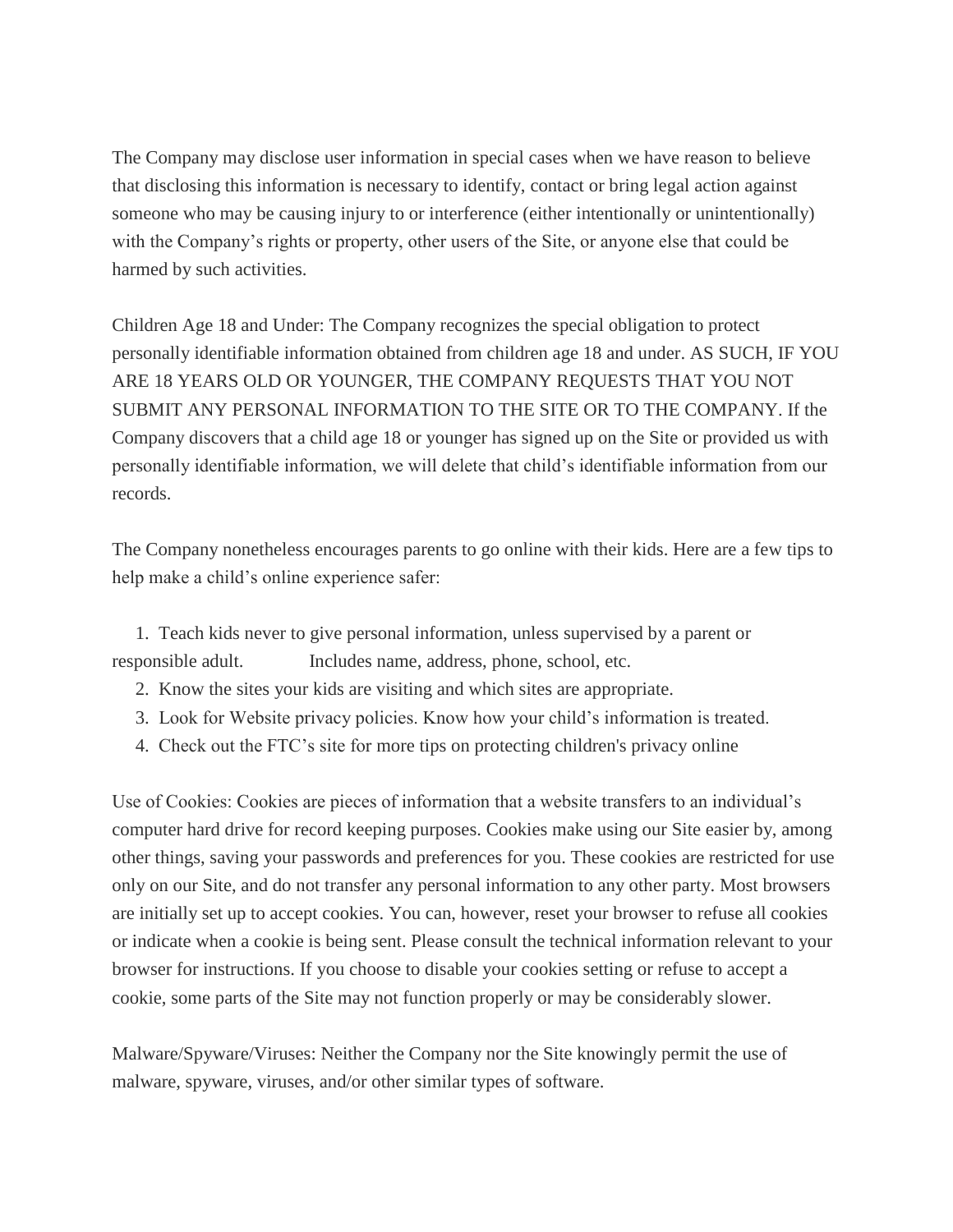The Company may disclose user information in special cases when we have reason to believe that disclosing this information is necessary to identify, contact or bring legal action against someone who may be causing injury to or interference (either intentionally or unintentionally) with the Company's rights or property, other users of the Site, or anyone else that could be harmed by such activities.

Children Age 18 and Under: The Company recognizes the special obligation to protect personally identifiable information obtained from children age 18 and under. AS SUCH, IF YOU ARE 18 YEARS OLD OR YOUNGER, THE COMPANY REQUESTS THAT YOU NOT SUBMIT ANY PERSONAL INFORMATION TO THE SITE OR TO THE COMPANY. If the Company discovers that a child age 18 or younger has signed up on the Site or provided us with personally identifiable information, we will delete that child's identifiable information from our records.

The Company nonetheless encourages parents to go online with their kids. Here are a few tips to help make a child's online experience safer:

1. Teach kids never to give personal information, unless supervised by a parent or responsible adult. Includes name, address, phone, school, etc.
2. Know the sites your kids are visiting and which sites are appropriate.
3. Look for Website privacy policies. Know how your child's information is treated.
4. Check out the FTC's site for more tips on protecting children's privacy online

Use of Cookies: Cookies are pieces of information that a website transfers to an individual's computer hard drive for record keeping purposes. Cookies make using our Site easier by, among other things, saving your passwords and preferences for you. These cookies are restricted for use only on our Site, and do not transfer any personal information to any other party. Most browsers are initially set up to accept cookies. You can, however, reset your browser to refuse all cookies or indicate when a cookie is being sent. Please consult the technical information relevant to your browser for instructions. If you choose to disable your cookies setting or refuse to accept a cookie, some parts of the Site may not function properly or may be considerably slower.

Malware/Spyware/Viruses: Neither the Company nor the Site knowingly permit the use of malware, spyware, viruses, and/or other similar types of software.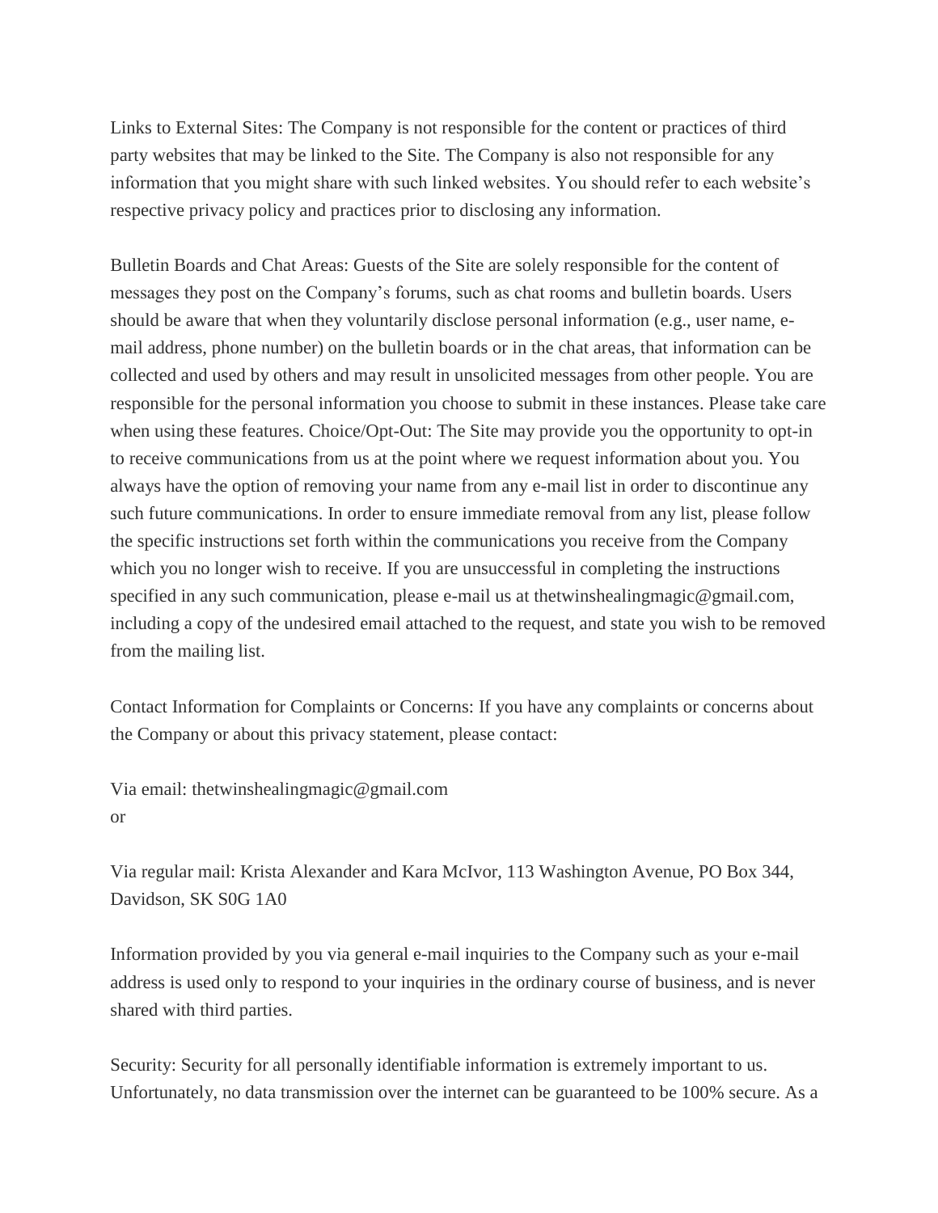Links to External Sites: The Company is not responsible for the content or practices of third party websites that may be linked to the Site. The Company is also not responsible for any information that you might share with such linked websites. You should refer to each website's respective privacy policy and practices prior to disclosing any information.

Bulletin Boards and Chat Areas: Guests of the Site are solely responsible for the content of messages they post on the Company's forums, such as chat rooms and bulletin boards. Users should be aware that when they voluntarily disclose personal information (e.g., user name, e-mail address, phone number) on the bulletin boards or in the chat areas, that information can be collected and used by others and may result in unsolicited messages from other people. You are responsible for the personal information you choose to submit in these instances. Please take care when using these features. Choice/Opt-Out: The Site may provide you the opportunity to opt-in to receive communications from us at the point where we request information about you. You always have the option of removing your name from any e-mail list in order to discontinue any such future communications. In order to ensure immediate removal from any list, please follow the specific instructions set forth within the communications you receive from the Company which you no longer wish to receive. If you are unsuccessful in completing the instructions specified in any such communication, please e-mail us at thetwinshealingmagic@gmail.com, including a copy of the undesired email attached to the request, and state you wish to be removed from the mailing list.

Contact Information for Complaints or Concerns: If you have any complaints or concerns about the Company or about this privacy statement, please contact:

Via email: thetwinshealingmagic@gmail.com
or

Via regular mail: Krista Alexander and Kara McIvor, 113 Washington Avenue, PO Box 344, Davidson, SK S0G 1A0

Information provided by you via general e-mail inquiries to the Company such as your e-mail address is used only to respond to your inquiries in the ordinary course of business, and is never shared with third parties.

Security: Security for all personally identifiable information is extremely important to us. Unfortunately, no data transmission over the internet can be guaranteed to be 100% secure. As a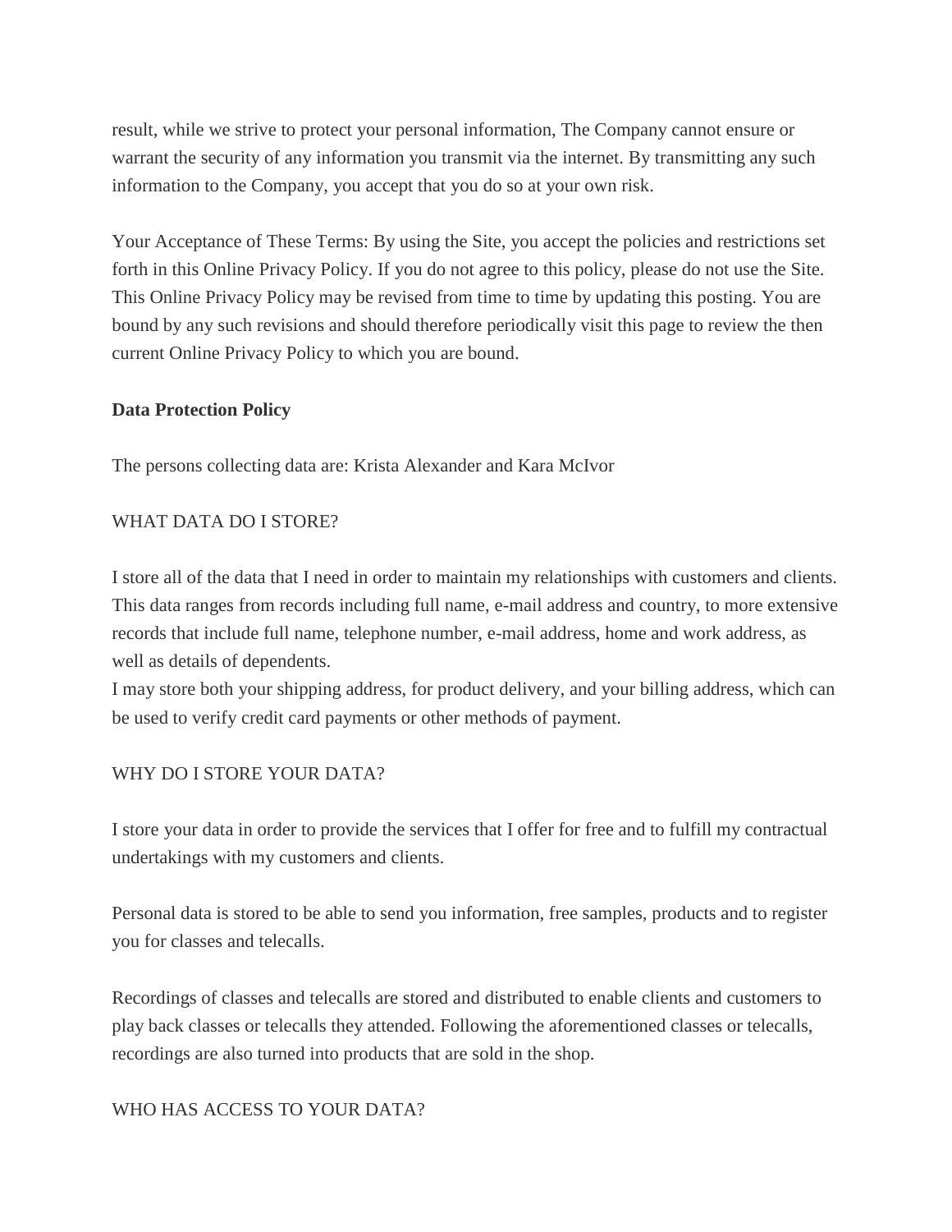result, while we strive to protect your personal information, The Company cannot ensure or warrant the security of any information you transmit via the internet. By transmitting any such information to the Company, you accept that you do so at your own risk.

Your Acceptance of These Terms: By using the Site, you accept the policies and restrictions set forth in this Online Privacy Policy. If you do not agree to this policy, please do not use the Site. This Online Privacy Policy may be revised from time to time by updating this posting. You are bound by any such revisions and should therefore periodically visit this page to review the then current Online Privacy Policy to which you are bound.

**Data Protection Policy**

The persons collecting data are: Krista Alexander and Kara McIvor

WHAT DATA DO I STORE?

I store all of the data that I need in order to maintain my relationships with customers and clients. This data ranges from records including full name, e-mail address and country, to more extensive records that include full name, telephone number, e-mail address, home and work address, as well as details of dependents.
I may store both your shipping address, for product delivery, and your billing address, which can be used to verify credit card payments or other methods of payment.

WHY DO I STORE YOUR DATA?

I store your data in order to provide the services that I offer for free and to fulfill my contractual undertakings with my customers and clients.

Personal data is stored to be able to send you information, free samples, products and to register you for classes and telecalls.

Recordings of classes and telecalls are stored and distributed to enable clients and customers to play back classes or telecalls they attended. Following the aforementioned classes or telecalls, recordings are also turned into products that are sold in the shop.

WHO HAS ACCESS TO YOUR DATA?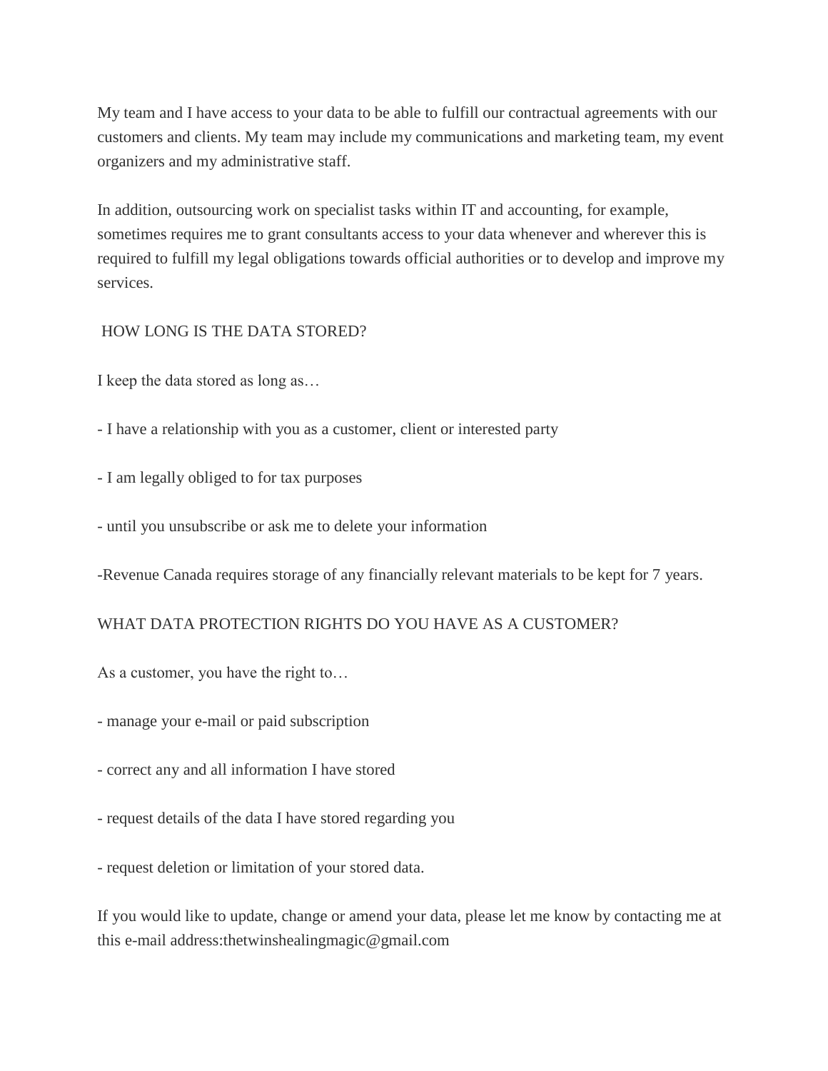My team and I have access to your data to be able to fulfill our contractual agreements with our customers and clients. My team may include my communications and marketing team, my event organizers and my administrative staff.

In addition, outsourcing work on specialist tasks within IT and accounting, for example, sometimes requires me to grant consultants access to your data whenever and wherever this is required to fulfill my legal obligations towards official authorities or to develop and improve my services.

## HOW LONG IS THE DATA STORED?

I keep the data stored as long as…

- I have a relationship with you as a customer, client or interested party

- I am legally obliged to for tax purposes

- until you unsubscribe or ask me to delete your information

-Revenue Canada requires storage of any financially relevant materials to be kept for 7 years.

## WHAT DATA PROTECTION RIGHTS DO YOU HAVE AS A CUSTOMER?

As a customer, you have the right to…

- manage your e-mail or paid subscription

- correct any and all information I have stored

- request details of the data I have stored regarding you

- request deletion or limitation of your stored data.

If you would like to update, change or amend your data, please let me know by contacting me at this e-mail address:thetwinshealingmagic@gmail.com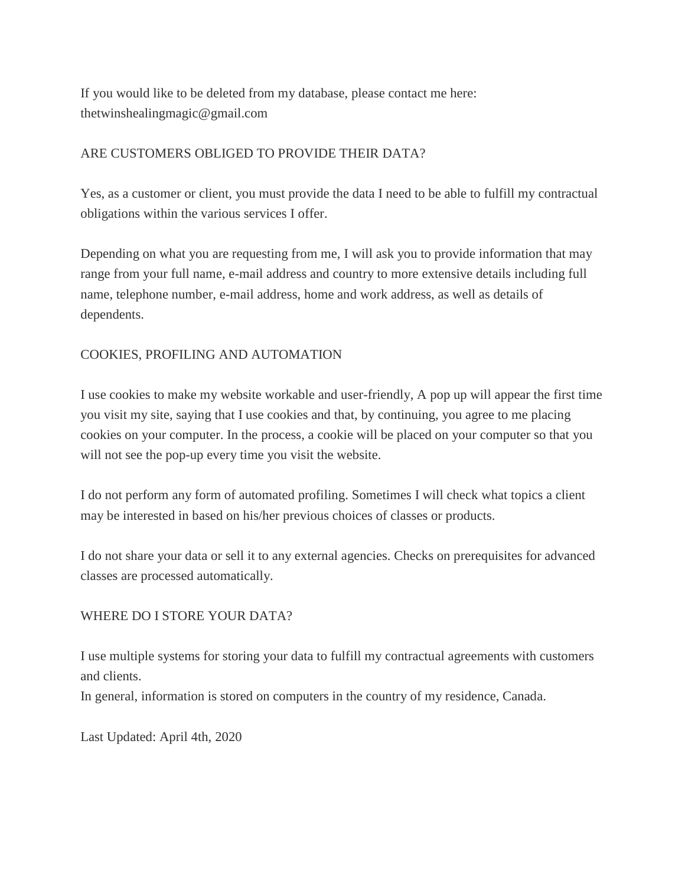If you would like to be deleted from my database, please contact me here: thetwinshealingmagic@gmail.com

## ARE CUSTOMERS OBLIGED TO PROVIDE THEIR DATA?

Yes, as a customer or client, you must provide the data I need to be able to fulfill my contractual obligations within the various services I offer.

Depending on what you are requesting from me, I will ask you to provide information that may range from your full name, e-mail address and country to more extensive details including full name, telephone number, e-mail address, home and work address, as well as details of dependents.

## COOKIES, PROFILING AND AUTOMATION

I use cookies to make my website workable and user-friendly, A pop up will appear the first time you visit my site, saying that I use cookies and that, by continuing, you agree to me placing cookies on your computer. In the process, a cookie will be placed on your computer so that you will not see the pop-up every time you visit the website.

I do not perform any form of automated profiling. Sometimes I will check what topics a client may be interested in based on his/her previous choices of classes or products.

I do not share your data or sell it to any external agencies. Checks on prerequisites for advanced classes are processed automatically.

## WHERE DO I STORE YOUR DATA?

I use multiple systems for storing your data to fulfill my contractual agreements with customers and clients.
In general, information is stored on computers in the country of my residence, Canada.

Last Updated: April 4th, 2020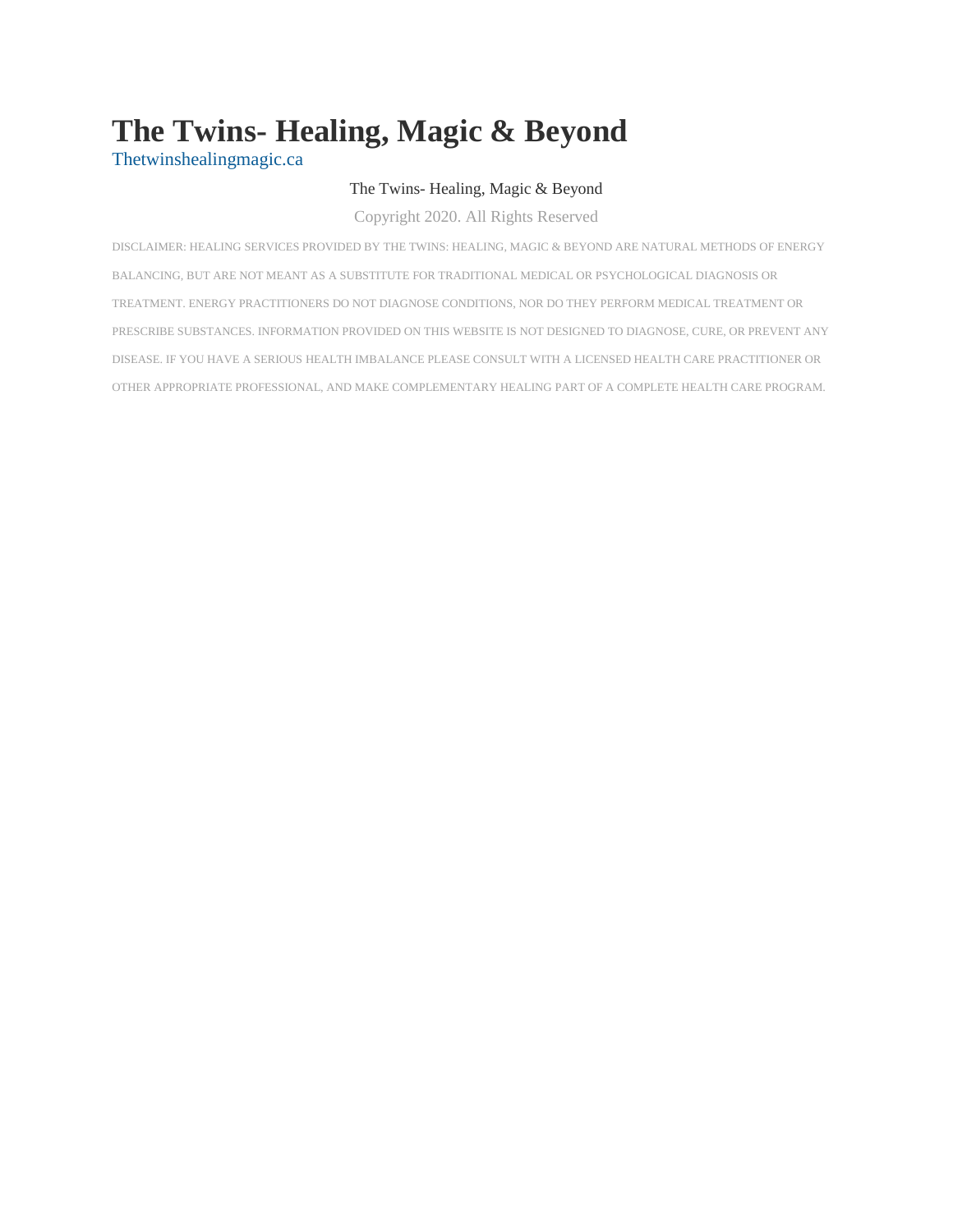# The Twins- Healing, Magic & Beyond

Thetwinshealingmagic.ca

The Twins- Healing, Magic & Beyond

Copyright 2020. All Rights Reserved

DISCLAIMER: HEALING SERVICES PROVIDED BY THE TWINS: HEALING, MAGIC & BEYOND ARE NATURAL METHODS OF ENERGY BALANCING, BUT ARE NOT MEANT AS A SUBSTITUTE FOR TRADITIONAL MEDICAL OR PSYCHOLOGICAL DIAGNOSIS OR TREATMENT. ENERGY PRACTITIONERS DO NOT DIAGNOSE CONDITIONS, NOR DO THEY PERFORM MEDICAL TREATMENT OR PRESCRIBE SUBSTANCES. INFORMATION PROVIDED ON THIS WEBSITE IS NOT DESIGNED TO DIAGNOSE, CURE, OR PREVENT ANY DISEASE. IF YOU HAVE A SERIOUS HEALTH IMBALANCE PLEASE CONSULT WITH A LICENSED HEALTH CARE PRACTITIONER OR OTHER APPROPRIATE PROFESSIONAL, AND MAKE COMPLEMENTARY HEALING PART OF A COMPLETE HEALTH CARE PROGRAM.